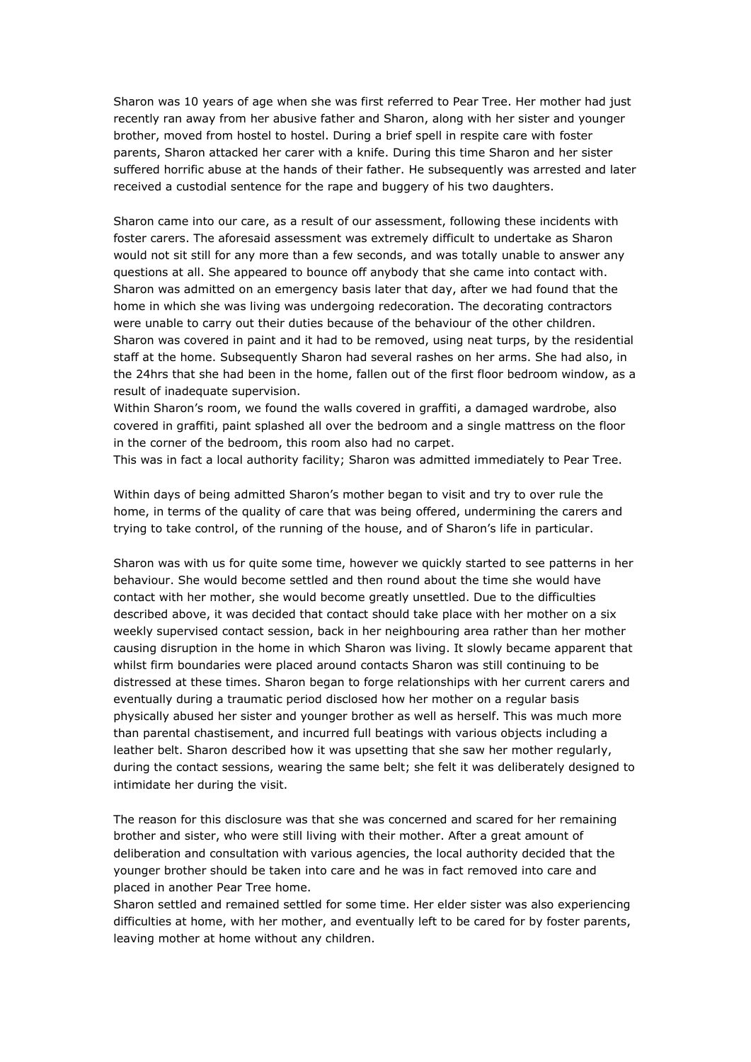Sharon was 10 years of age when she was first referred to Pear Tree. Her mother had just recently ran away from her abusive father and Sharon, along with her sister and younger brother, moved from hostel to hostel. During a brief spell in respite care with foster parents, Sharon attacked her carer with a knife. During this time Sharon and her sister suffered horrific abuse at the hands of their father. He subsequently was arrested and later received a custodial sentence for the rape and buggery of his two daughters.

Sharon came into our care, as a result of our assessment, following these incidents with foster carers. The aforesaid assessment was extremely difficult to undertake as Sharon would not sit still for any more than a few seconds, and was totally unable to answer any questions at all. She appeared to bounce off anybody that she came into contact with. Sharon was admitted on an emergency basis later that day, after we had found that the home in which she was living was undergoing redecoration. The decorating contractors were unable to carry out their duties because of the behaviour of the other children. Sharon was covered in paint and it had to be removed, using neat turps, by the residential staff at the home. Subsequently Sharon had several rashes on her arms. She had also, in the 24hrs that she had been in the home, fallen out of the first floor bedroom window, as a result of inadequate supervision.
Within Sharon's room, we found the walls covered in graffiti, a damaged wardrobe, also covered in graffiti, paint splashed all over the bedroom and a single mattress on the floor in the corner of the bedroom, this room also had no carpet.
This was in fact a local authority facility; Sharon was admitted immediately to Pear Tree.

Within days of being admitted Sharon's mother began to visit and try to over rule the home, in terms of the quality of care that was being offered, undermining the carers and trying to take control, of the running of the house, and of Sharon's life in particular.

Sharon was with us for quite some time, however we quickly started to see patterns in her behaviour. She would become settled and then round about the time she would have contact with her mother, she would become greatly unsettled. Due to the difficulties described above, it was decided that contact should take place with her mother on a six weekly supervised contact session, back in her neighbouring area rather than her mother causing disruption in the home in which Sharon was living. It slowly became apparent that whilst firm boundaries were placed around contacts Sharon was still continuing to be distressed at these times. Sharon began to forge relationships with her current carers and eventually during a traumatic period disclosed how her mother on a regular basis physically abused her sister and younger brother as well as herself. This was much more than parental chastisement, and incurred full beatings with various objects including a leather belt. Sharon described how it was upsetting that she saw her mother regularly, during the contact sessions, wearing the same belt; she felt it was deliberately designed to intimidate her during the visit.

The reason for this disclosure was that she was concerned and scared for her remaining brother and sister, who were still living with their mother. After a great amount of deliberation and consultation with various agencies, the local authority decided that the younger brother should be taken into care and he was in fact removed into care and placed in another Pear Tree home.
Sharon settled and remained settled for some time. Her elder sister was also experiencing difficulties at home, with her mother, and eventually left to be cared for by foster parents, leaving mother at home without any children.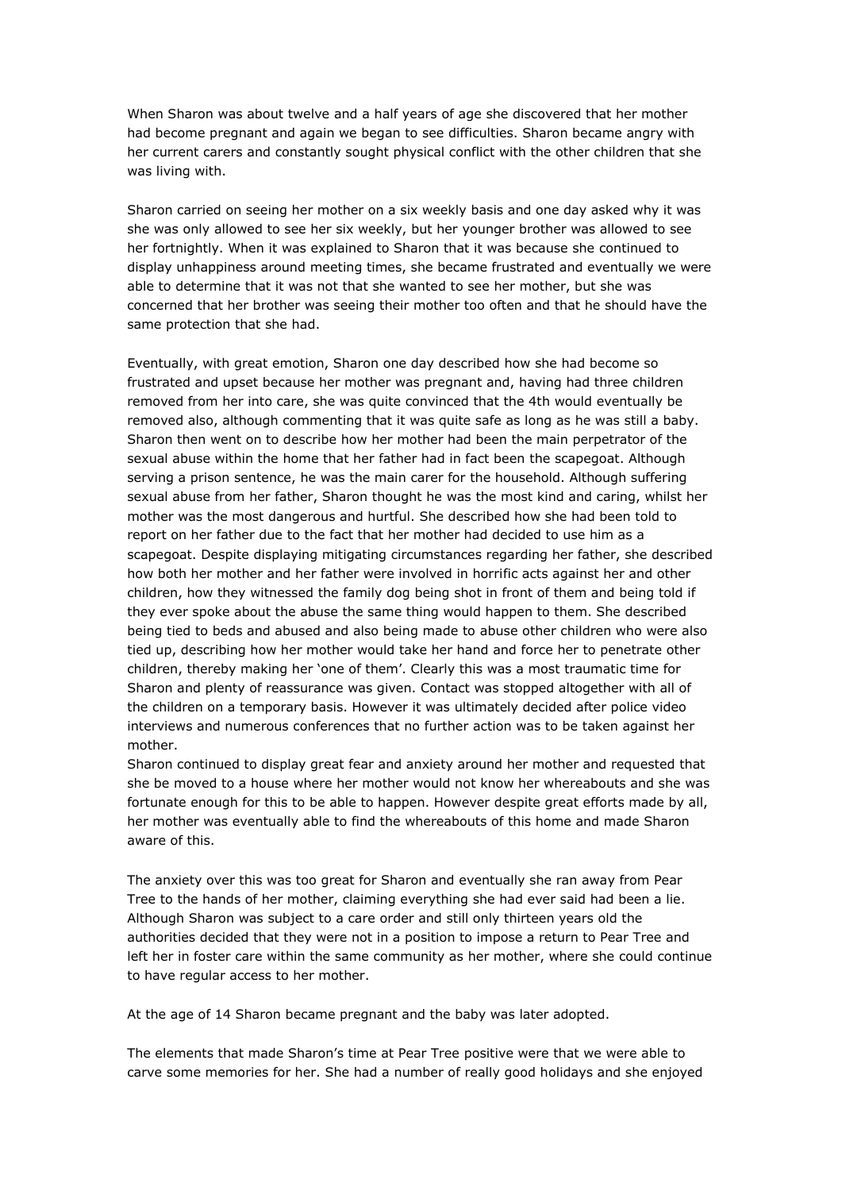When Sharon was about twelve and a half years of age she discovered that her mother had become pregnant and again we began to see difficulties. Sharon became angry with her current carers and constantly sought physical conflict with the other children that she was living with.

Sharon carried on seeing her mother on a six weekly basis and one day asked why it was she was only allowed to see her six weekly, but her younger brother was allowed to see her fortnightly. When it was explained to Sharon that it was because she continued to display unhappiness around meeting times, she became frustrated and eventually we were able to determine that it was not that she wanted to see her mother, but she was concerned that her brother was seeing their mother too often and that he should have the same protection that she had.

Eventually, with great emotion, Sharon one day described how she had become so frustrated and upset because her mother was pregnant and, having had three children removed from her into care, she was quite convinced that the 4th would eventually be removed also, although commenting that it was quite safe as long as he was still a baby. Sharon then went on to describe how her mother had been the main perpetrator of the sexual abuse within the home that her father had in fact been the scapegoat. Although serving a prison sentence, he was the main carer for the household. Although suffering sexual abuse from her father, Sharon thought he was the most kind and caring, whilst her mother was the most dangerous and hurtful. She described how she had been told to report on her father due to the fact that her mother had decided to use him as a scapegoat. Despite displaying mitigating circumstances regarding her father, she described how both her mother and her father were involved in horrific acts against her and other children, how they witnessed the family dog being shot in front of them and being told if they ever spoke about the abuse the same thing would happen to them. She described being tied to beds and abused and also being made to abuse other children who were also tied up, describing how her mother would take her hand and force her to penetrate other children, thereby making her 'one of them'. Clearly this was a most traumatic time for Sharon and plenty of reassurance was given. Contact was stopped altogether with all of the children on a temporary basis. However it was ultimately decided after police video interviews and numerous conferences that no further action was to be taken against her mother.
Sharon continued to display great fear and anxiety around her mother and requested that she be moved to a house where her mother would not know her whereabouts and she was fortunate enough for this to be able to happen. However despite great efforts made by all, her mother was eventually able to find the whereabouts of this home and made Sharon aware of this.

The anxiety over this was too great for Sharon and eventually she ran away from Pear Tree to the hands of her mother, claiming everything she had ever said had been a lie. Although Sharon was subject to a care order and still only thirteen years old the authorities decided that they were not in a position to impose a return to Pear Tree and left her in foster care within the same community as her mother, where she could continue to have regular access to her mother.

At the age of 14 Sharon became pregnant and the baby was later adopted.

The elements that made Sharon's time at Pear Tree positive were that we were able to carve some memories for her. She had a number of really good holidays and she enjoyed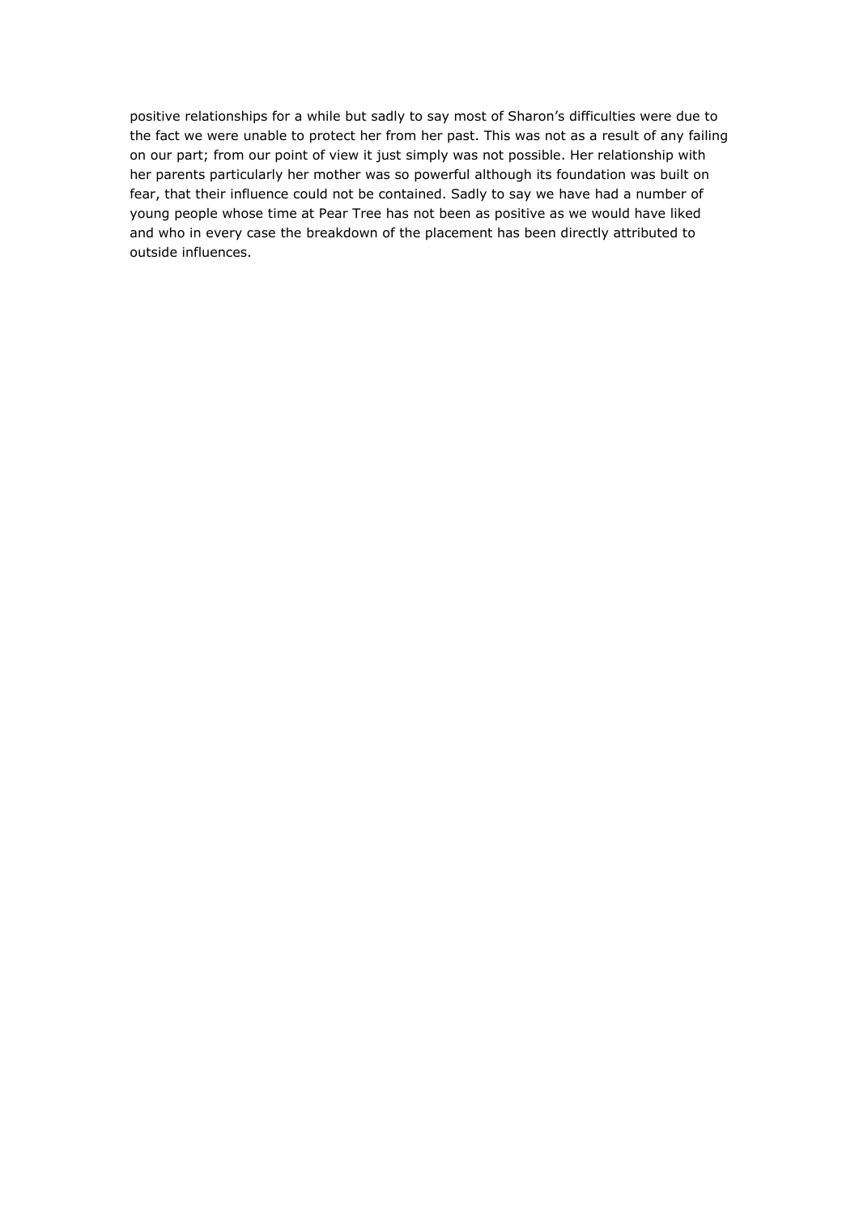positive relationships for a while but sadly to say most of Sharon's difficulties were due to the fact we were unable to protect her from her past. This was not as a result of any failing on our part; from our point of view it just simply was not possible. Her relationship with her parents particularly her mother was so powerful although its foundation was built on fear, that their influence could not be contained. Sadly to say we have had a number of young people whose time at Pear Tree has not been as positive as we would have liked and who in every case the breakdown of the placement has been directly attributed to outside influences.